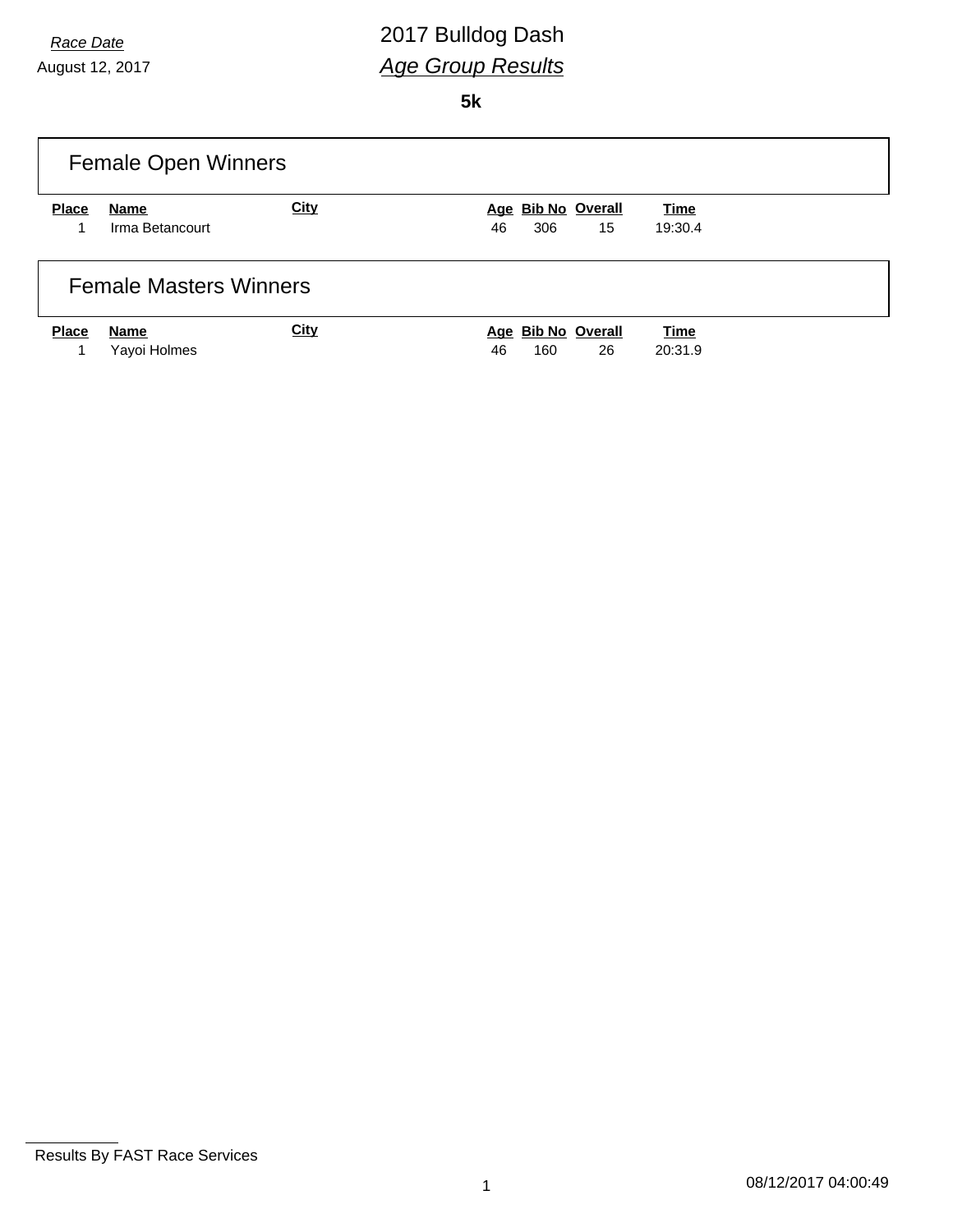*Race Date*

August 12, 2017

# 2017 Bulldog Dash

## *Age Group Results*

**5k**

### Female Open Winners

| Place | Name | City | Age | Bib No | Overall | Time |
|---|---|---|---|---|---|---|
| 1 | Irma Betancourt | | 46 | 306 | 15 | 19:30.4 |

### Female Masters Winners

| Place | Name | City | Age | Bib No | Overall | Time |
|---|---|---|---|---|---|---|
| 1 | Yayoi Holmes | | 46 | 160 | 26 | 20:31.9 |

Results By FAST Race Services

08/12/2017 04:00:49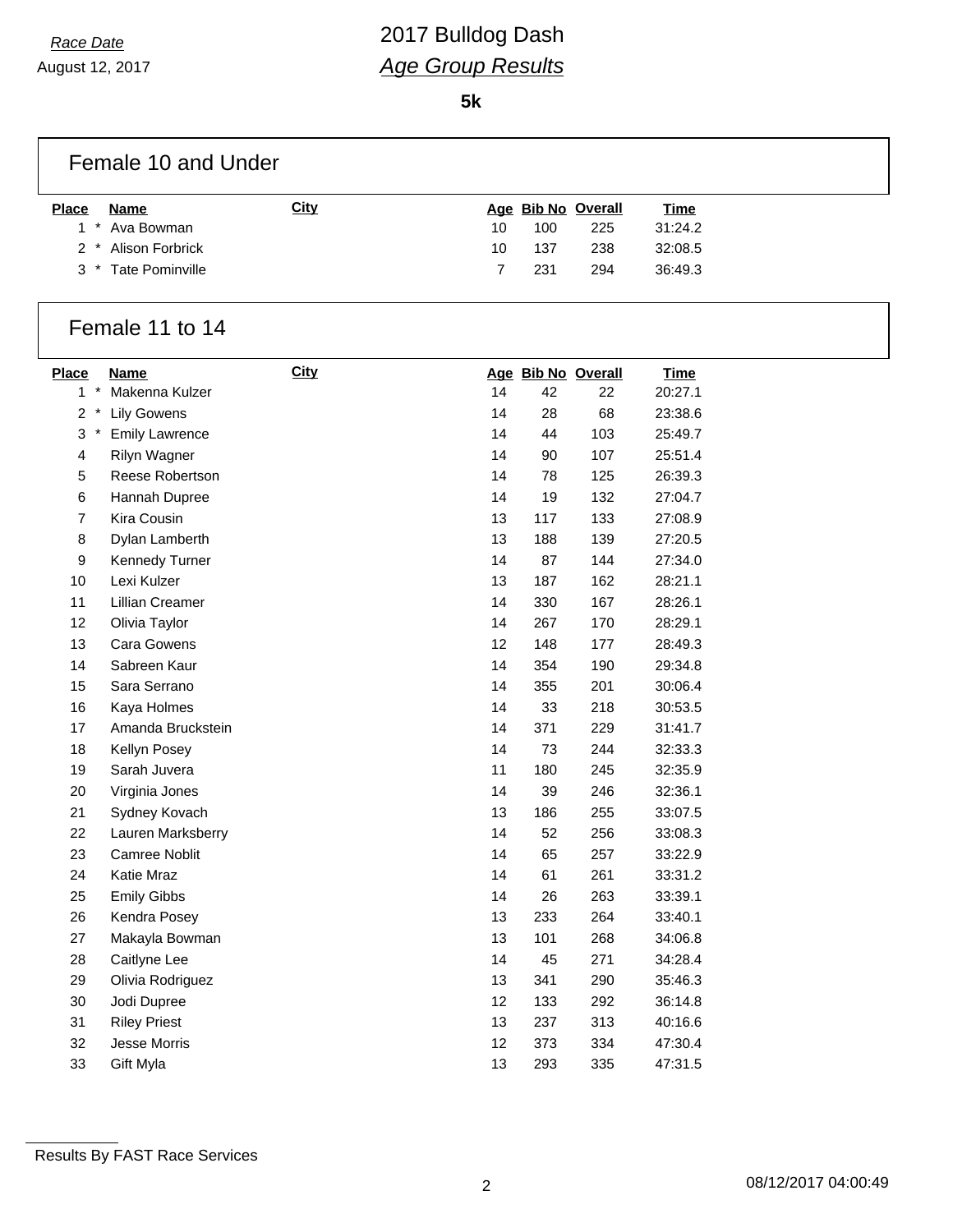*Race Date*
August 12, 2017

# 2017 Bulldog Dash
## *Age Group Results*

**5k**

### Female 10 and Under

| Place | | Name | City | Age | Bib No | Overall | Time |
|---|---|---|---|---|---|---|---|
| 1 | * | Ava Bowman | | 10 | 100 | 225 | 31:24.2 |
| 2 | * | Alison Forbrick | | 10 | 137 | 238 | 32:08.5 |
| 3 | * | Tate Pominville | | 7 | 231 | 294 | 36:49.3 |

### Female 11 to 14

| Place | | Name | City | Age | Bib No | Overall | Time |
|---|---|---|---|---|---|---|---|
| 1 | * | Makenna Kulzer | | 14 | 42 | 22 | 20:27.1 |
| 2 | * | Lily Gowens | | 14 | 28 | 68 | 23:38.6 |
| 3 | * | Emily Lawrence | | 14 | 44 | 103 | 25:49.7 |
| 4 | | Rilyn Wagner | | 14 | 90 | 107 | 25:51.4 |
| 5 | | Reese Robertson | | 14 | 78 | 125 | 26:39.3 |
| 6 | | Hannah Dupree | | 14 | 19 | 132 | 27:04.7 |
| 7 | | Kira Cousin | | 13 | 117 | 133 | 27:08.9 |
| 8 | | Dylan Lamberth | | 13 | 188 | 139 | 27:20.5 |
| 9 | | Kennedy Turner | | 14 | 87 | 144 | 27:34.0 |
| 10 | | Lexi Kulzer | | 13 | 187 | 162 | 28:21.1 |
| 11 | | Lillian Creamer | | 14 | 330 | 167 | 28:26.1 |
| 12 | | Olivia Taylor | | 14 | 267 | 170 | 28:29.1 |
| 13 | | Cara Gowens | | 12 | 148 | 177 | 28:49.3 |
| 14 | | Sabreen Kaur | | 14 | 354 | 190 | 29:34.8 |
| 15 | | Sara Serrano | | 14 | 355 | 201 | 30:06.4 |
| 16 | | Kaya Holmes | | 14 | 33 | 218 | 30:53.5 |
| 17 | | Amanda Bruckstein | | 14 | 371 | 229 | 31:41.7 |
| 18 | | Kellyn Posey | | 14 | 73 | 244 | 32:33.3 |
| 19 | | Sarah Juvera | | 11 | 180 | 245 | 32:35.9 |
| 20 | | Virginia Jones | | 14 | 39 | 246 | 32:36.1 |
| 21 | | Sydney Kovach | | 13 | 186 | 255 | 33:07.5 |
| 22 | | Lauren Marksberry | | 14 | 52 | 256 | 33:08.3 |
| 23 | | Camree Noblit | | 14 | 65 | 257 | 33:22.9 |
| 24 | | Katie Mraz | | 14 | 61 | 261 | 33:31.2 |
| 25 | | Emily Gibbs | | 14 | 26 | 263 | 33:39.1 |
| 26 | | Kendra Posey | | 13 | 233 | 264 | 33:40.1 |
| 27 | | Makayla Bowman | | 13 | 101 | 268 | 34:06.8 |
| 28 | | Caitlyne Lee | | 14 | 45 | 271 | 34:28.4 |
| 29 | | Olivia Rodriguez | | 13 | 341 | 290 | 35:46.3 |
| 30 | | Jodi Dupree | | 12 | 133 | 292 | 36:14.8 |
| 31 | | Riley Priest | | 13 | 237 | 313 | 40:16.6 |
| 32 | | Jesse Morris | | 12 | 373 | 334 | 47:30.4 |
| 33 | | Gift Myla | | 13 | 293 | 335 | 47:31.5 |

Results By FAST Race Services

08/12/2017 04:00:49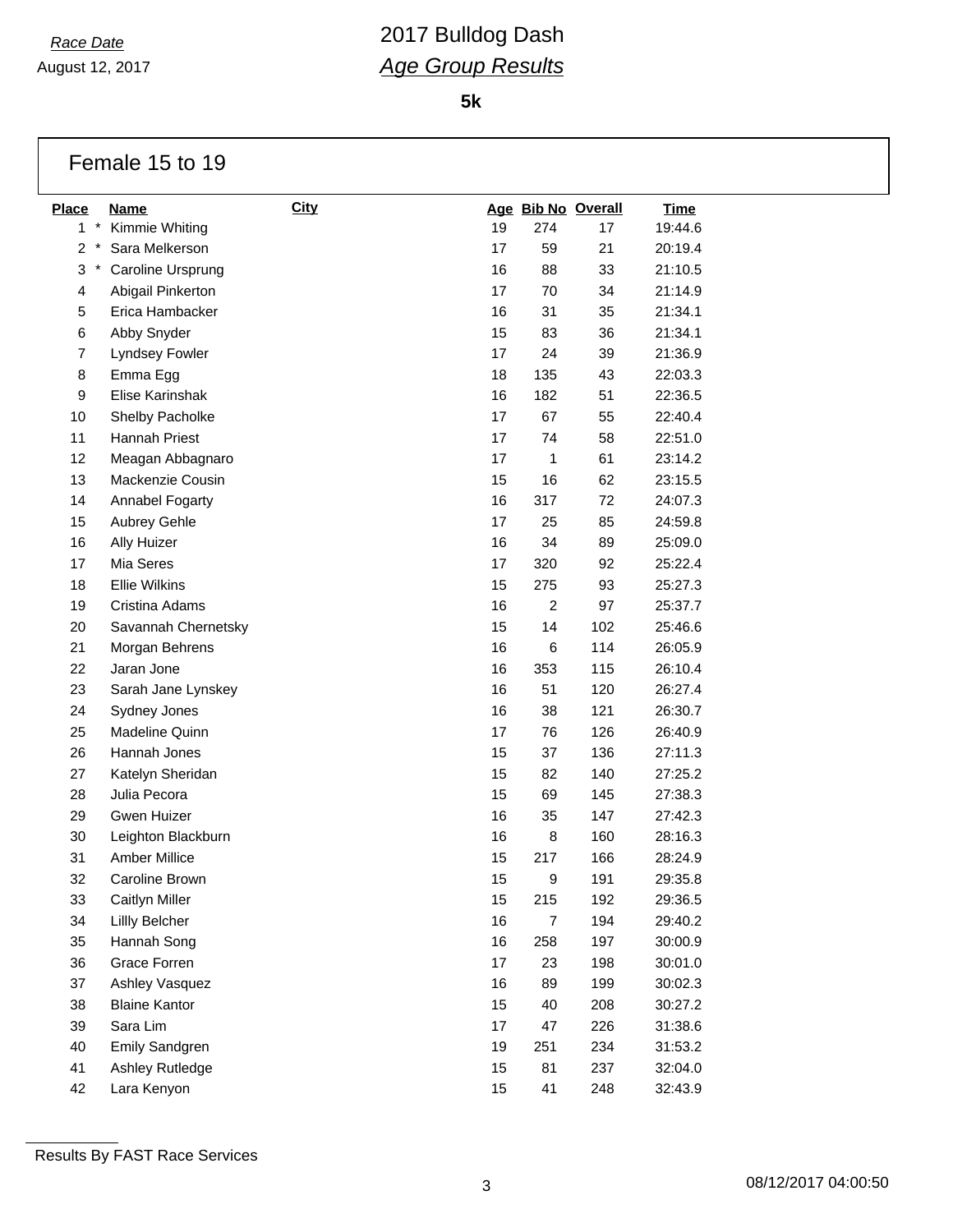*Race Date*

August 12, 2017

# 2017 Bulldog Dash

## *Age Group Results*

**5k**

### Female 15 to 19

| Place | Name | City | Age | Bib No | Overall | Time |
|---|---|---|---|---|---|---|
| 1 * | Kimmie Whiting | | 19 | 274 | 17 | 19:44.6 |
| 2 * | Sara Melkerson | | 17 | 59 | 21 | 20:19.4 |
| 3 * | Caroline Ursprung | | 16 | 88 | 33 | 21:10.5 |
| 4 | Abigail Pinkerton | | 17 | 70 | 34 | 21:14.9 |
| 5 | Erica Hambacker | | 16 | 31 | 35 | 21:34.1 |
| 6 | Abby Snyder | | 15 | 83 | 36 | 21:34.1 |
| 7 | Lyndsey Fowler | | 17 | 24 | 39 | 21:36.9 |
| 8 | Emma Egg | | 18 | 135 | 43 | 22:03.3 |
| 9 | Elise Karinshak | | 16 | 182 | 51 | 22:36.5 |
| 10 | Shelby Pacholke | | 17 | 67 | 55 | 22:40.4 |
| 11 | Hannah Priest | | 17 | 74 | 58 | 22:51.0 |
| 12 | Meagan Abbagnaro | | 17 | 1 | 61 | 23:14.2 |
| 13 | Mackenzie Cousin | | 15 | 16 | 62 | 23:15.5 |
| 14 | Annabel Fogarty | | 16 | 317 | 72 | 24:07.3 |
| 15 | Aubrey Gehle | | 17 | 25 | 85 | 24:59.8 |
| 16 | Ally Huizer | | 16 | 34 | 89 | 25:09.0 |
| 17 | Mia Seres | | 17 | 320 | 92 | 25:22.4 |
| 18 | Ellie Wilkins | | 15 | 275 | 93 | 25:27.3 |
| 19 | Cristina Adams | | 16 | 2 | 97 | 25:37.7 |
| 20 | Savannah Chernetsky | | 15 | 14 | 102 | 25:46.6 |
| 21 | Morgan Behrens | | 16 | 6 | 114 | 26:05.9 |
| 22 | Jaran Jone | | 16 | 353 | 115 | 26:10.4 |
| 23 | Sarah Jane Lynskey | | 16 | 51 | 120 | 26:27.4 |
| 24 | Sydney Jones | | 16 | 38 | 121 | 26:30.7 |
| 25 | Madeline Quinn | | 17 | 76 | 126 | 26:40.9 |
| 26 | Hannah Jones | | 15 | 37 | 136 | 27:11.3 |
| 27 | Katelyn Sheridan | | 15 | 82 | 140 | 27:25.2 |
| 28 | Julia Pecora | | 15 | 69 | 145 | 27:38.3 |
| 29 | Gwen Huizer | | 16 | 35 | 147 | 27:42.3 |
| 30 | Leighton Blackburn | | 16 | 8 | 160 | 28:16.3 |
| 31 | Amber Millice | | 15 | 217 | 166 | 28:24.9 |
| 32 | Caroline Brown | | 15 | 9 | 191 | 29:35.8 |
| 33 | Caitlyn Miller | | 15 | 215 | 192 | 29:36.5 |
| 34 | Lillly Belcher | | 16 | 7 | 194 | 29:40.2 |
| 35 | Hannah Song | | 16 | 258 | 197 | 30:00.9 |
| 36 | Grace Forren | | 17 | 23 | 198 | 30:01.0 |
| 37 | Ashley Vasquez | | 16 | 89 | 199 | 30:02.3 |
| 38 | Blaine Kantor | | 15 | 40 | 208 | 30:27.2 |
| 39 | Sara Lim | | 17 | 47 | 226 | 31:38.6 |
| 40 | Emily Sandgren | | 19 | 251 | 234 | 31:53.2 |
| 41 | Ashley Rutledge | | 15 | 81 | 237 | 32:04.0 |
| 42 | Lara Kenyon | | 15 | 41 | 248 | 32:43.9 |

Results By FAST Race Services

08/12/2017 04:00:50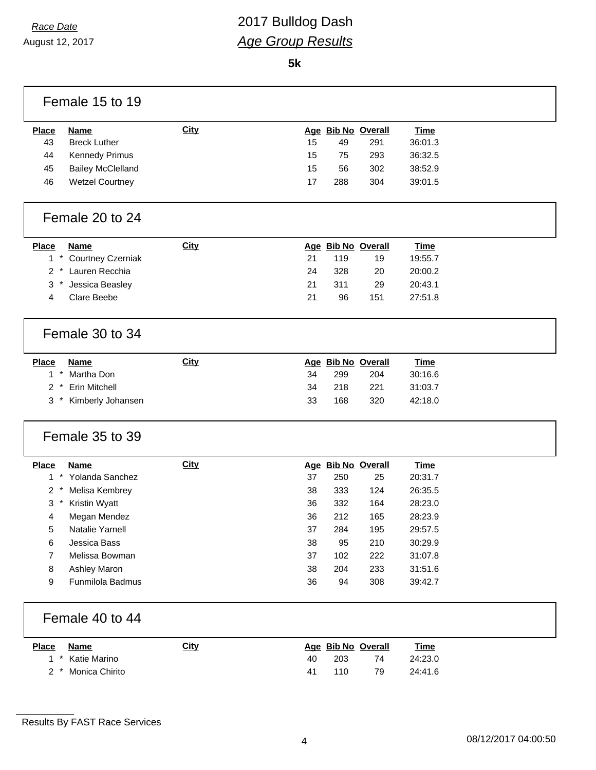# 2017 Bulldog Dash

*Race Date*
August 12, 2017

## *Age Group Results*

**5k**

### Female 15 to 19

| Place | Name | City | Age | Bib No | Overall | Time |
|---|---|---|---|---|---|---|
| 43 | Breck Luther | | 15 | 49 | 291 | 36:01.3 |
| 44 | Kennedy Primus | | 15 | 75 | 293 | 36:32.5 |
| 45 | Bailey McClelland | | 15 | 56 | 302 | 38:52.9 |
| 46 | Wetzel Courtney | | 17 | 288 | 304 | 39:01.5 |

### Female 20 to 24

| Place | Name | City | Age | Bib No | Overall | Time |
|---|---|---|---|---|---|---|
| 1 * | Courtney Czerniak | | 21 | 119 | 19 | 19:55.7 |
| 2 * | Lauren Recchia | | 24 | 328 | 20 | 20:00.2 |
| 3 * | Jessica Beasley | | 21 | 311 | 29 | 20:43.1 |
| 4 | Clare Beebe | | 21 | 96 | 151 | 27:51.8 |

### Female 30 to 34

| Place | Name | City | Age | Bib No | Overall | Time |
|---|---|---|---|---|---|---|
| 1 * | Martha Don | | 34 | 299 | 204 | 30:16.6 |
| 2 * | Erin Mitchell | | 34 | 218 | 221 | 31:03.7 |
| 3 * | Kimberly Johansen | | 33 | 168 | 320 | 42:18.0 |

### Female 35 to 39

| Place | Name | City | Age | Bib No | Overall | Time |
|---|---|---|---|---|---|---|
| 1 * | Yolanda Sanchez | | 37 | 250 | 25 | 20:31.7 |
| 2 * | Melisa Kembrey | | 38 | 333 | 124 | 26:35.5 |
| 3 * | Kristin Wyatt | | 36 | 332 | 164 | 28:23.0 |
| 4 | Megan Mendez | | 36 | 212 | 165 | 28:23.9 |
| 5 | Natalie Yarnell | | 37 | 284 | 195 | 29:57.5 |
| 6 | Jessica Bass | | 38 | 95 | 210 | 30:29.9 |
| 7 | Melissa Bowman | | 37 | 102 | 222 | 31:07.8 |
| 8 | Ashley Maron | | 38 | 204 | 233 | 31:51.6 |
| 9 | Funmilola Badmus | | 36 | 94 | 308 | 39:42.7 |

### Female 40 to 44

| Place | Name | City | Age | Bib No | Overall | Time |
|---|---|---|---|---|---|---|
| 1 * | Katie Marino | | 40 | 203 | 74 | 24:23.0 |
| 2 * | Monica Chirito | | 41 | 110 | 79 | 24:41.6 |

Results By FAST Race Services

08/12/2017 04:00:50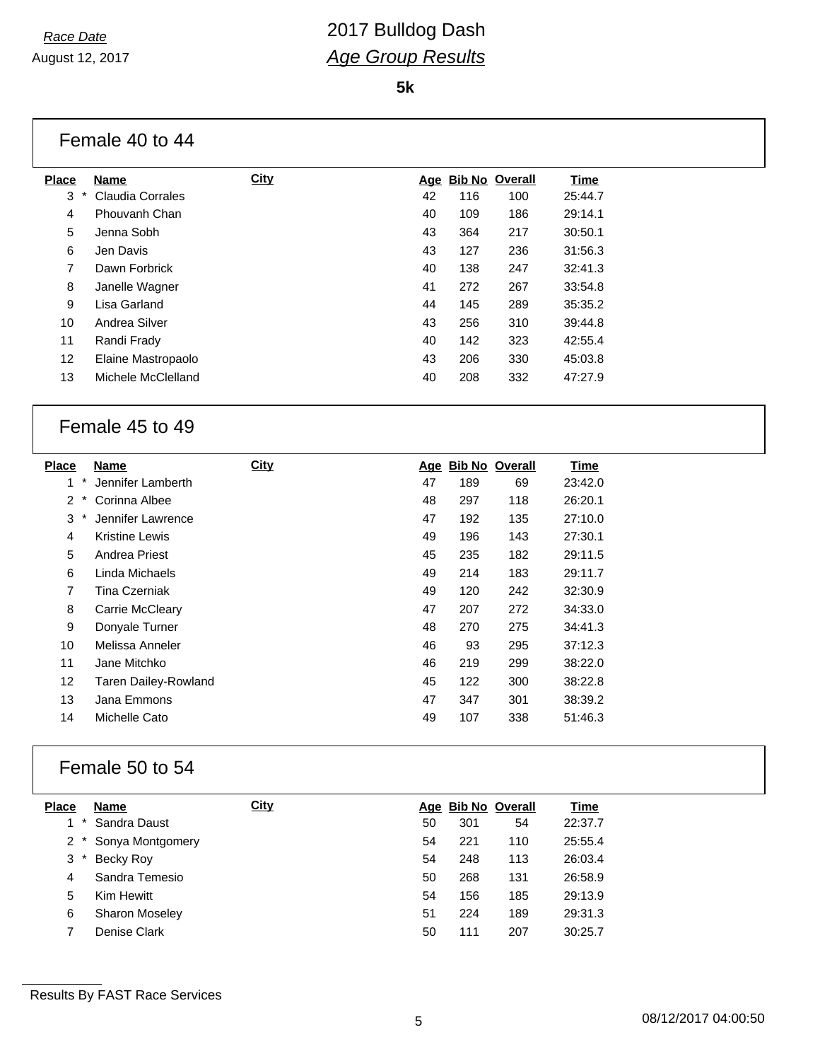# 2017 Bulldog Dash

***Race Date***
August 12, 2017

## *Age Group Results*

**5k**

### Female 40 to 44

| Place | Name | City | Age | Bib No | Overall | Time |
|---|---|---|---|---|---|---|
| 3 * | Claudia Corrales | | 42 | 116 | 100 | 25:44.7 |
| 4 | Phouvanh Chan | | 40 | 109 | 186 | 29:14.1 |
| 5 | Jenna Sobh | | 43 | 364 | 217 | 30:50.1 |
| 6 | Jen Davis | | 43 | 127 | 236 | 31:56.3 |
| 7 | Dawn Forbrick | | 40 | 138 | 247 | 32:41.3 |
| 8 | Janelle Wagner | | 41 | 272 | 267 | 33:54.8 |
| 9 | Lisa Garland | | 44 | 145 | 289 | 35:35.2 |
| 10 | Andrea Silver | | 43 | 256 | 310 | 39:44.8 |
| 11 | Randi Frady | | 40 | 142 | 323 | 42:55.4 |
| 12 | Elaine Mastropaolo | | 43 | 206 | 330 | 45:03.8 |
| 13 | Michele McClelland | | 40 | 208 | 332 | 47:27.9 |

### Female 45 to 49

| Place | Name | City | Age | Bib No | Overall | Time |
|---|---|---|---|---|---|---|
| 1 * | Jennifer Lamberth | | 47 | 189 | 69 | 23:42.0 |
| 2 * | Corinna Albee | | 48 | 297 | 118 | 26:20.1 |
| 3 * | Jennifer Lawrence | | 47 | 192 | 135 | 27:10.0 |
| 4 | Kristine Lewis | | 49 | 196 | 143 | 27:30.1 |
| 5 | Andrea Priest | | 45 | 235 | 182 | 29:11.5 |
| 6 | Linda Michaels | | 49 | 214 | 183 | 29:11.7 |
| 7 | Tina Czerniak | | 49 | 120 | 242 | 32:30.9 |
| 8 | Carrie McCleary | | 47 | 207 | 272 | 34:33.0 |
| 9 | Donyale Turner | | 48 | 270 | 275 | 34:41.3 |
| 10 | Melissa Anneler | | 46 | 93 | 295 | 37:12.3 |
| 11 | Jane Mitchko | | 46 | 219 | 299 | 38:22.0 |
| 12 | Taren Dailey-Rowland | | 45 | 122 | 300 | 38:22.8 |
| 13 | Jana Emmons | | 47 | 347 | 301 | 38:39.2 |
| 14 | Michelle Cato | | 49 | 107 | 338 | 51:46.3 |

### Female 50 to 54

| Place | Name | City | Age | Bib No | Overall | Time |
|---|---|---|---|---|---|---|
| 1 * | Sandra Daust | | 50 | 301 | 54 | 22:37.7 |
| 2 * | Sonya Montgomery | | 54 | 221 | 110 | 25:55.4 |
| 3 * | Becky Roy | | 54 | 248 | 113 | 26:03.4 |
| 4 | Sandra Temesio | | 50 | 268 | 131 | 26:58.9 |
| 5 | Kim Hewitt | | 54 | 156 | 185 | 29:13.9 |
| 6 | Sharon Moseley | | 51 | 224 | 189 | 29:31.3 |
| 7 | Denise Clark | | 50 | 111 | 207 | 30:25.7 |

Results By FAST Race Services

08/12/2017 04:00:50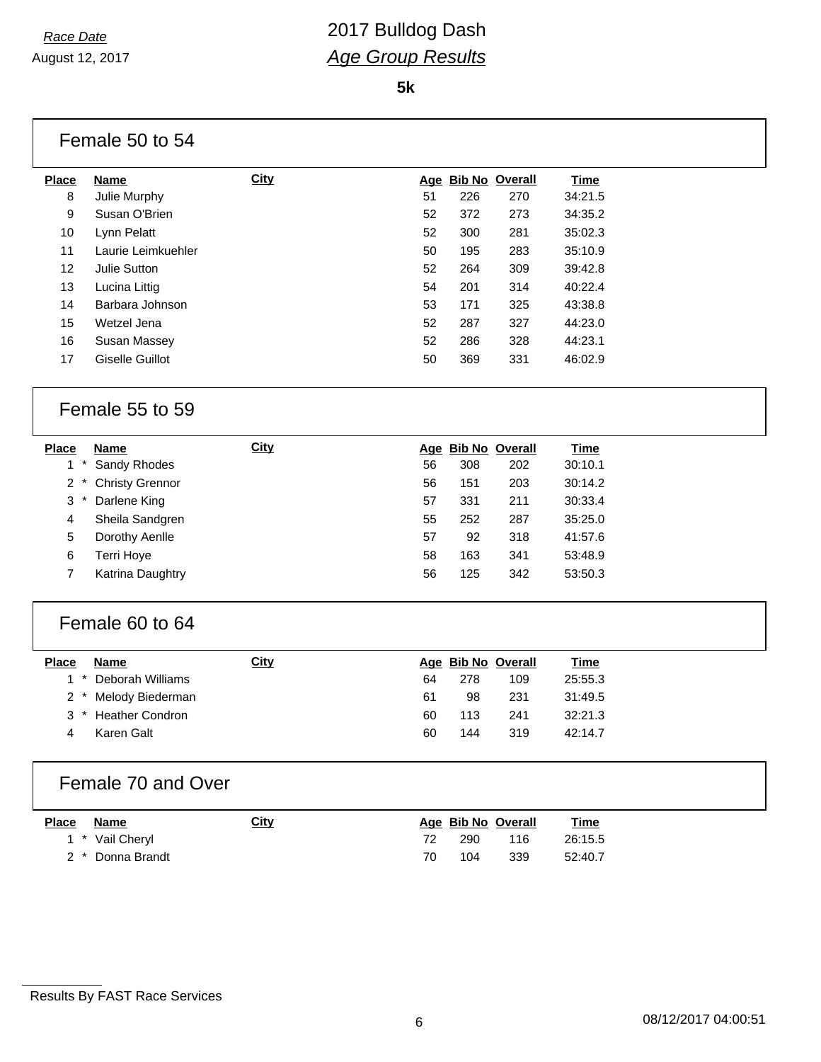Race Date

August 12, 2017

# 2017 Bulldog Dash

## *Age Group Results*

**5k**

### Female 50 to 54

| Place | Name | City | Age | Bib No | Overall | Time |
|---|---|---|---|---|---|---|
| 8 | Julie Murphy | | 51 | 226 | 270 | 34:21.5 |
| 9 | Susan O'Brien | | 52 | 372 | 273 | 34:35.2 |
| 10 | Lynn Pelatt | | 52 | 300 | 281 | 35:02.3 |
| 11 | Laurie Leimkuehler | | 50 | 195 | 283 | 35:10.9 |
| 12 | Julie Sutton | | 52 | 264 | 309 | 39:42.8 |
| 13 | Lucina Littig | | 54 | 201 | 314 | 40:22.4 |
| 14 | Barbara Johnson | | 53 | 171 | 325 | 43:38.8 |
| 15 | Wetzel Jena | | 52 | 287 | 327 | 44:23.0 |
| 16 | Susan Massey | | 52 | 286 | 328 | 44:23.1 |
| 17 | Giselle Guillot | | 50 | 369 | 331 | 46:02.9 |

### Female 55 to 59

| Place | Name | City | Age | Bib No | Overall | Time |
|---|---|---|---|---|---|---|
| 1 * | Sandy Rhodes | | 56 | 308 | 202 | 30:10.1 |
| 2 * | Christy Grennor | | 56 | 151 | 203 | 30:14.2 |
| 3 * | Darlene King | | 57 | 331 | 211 | 30:33.4 |
| 4 | Sheila Sandgren | | 55 | 252 | 287 | 35:25.0 |
| 5 | Dorothy Aenlle | | 57 | 92 | 318 | 41:57.6 |
| 6 | Terri Hoye | | 58 | 163 | 341 | 53:48.9 |
| 7 | Katrina Daughtry | | 56 | 125 | 342 | 53:50.3 |

### Female 60 to 64

| Place | Name | City | Age | Bib No | Overall | Time |
|---|---|---|---|---|---|---|
| 1 * | Deborah Williams | | 64 | 278 | 109 | 25:55.3 |
| 2 * | Melody Biederman | | 61 | 98 | 231 | 31:49.5 |
| 3 * | Heather Condron | | 60 | 113 | 241 | 32:21.3 |
| 4 | Karen Galt | | 60 | 144 | 319 | 42:14.7 |

### Female 70 and Over

| Place | Name | City | Age | Bib No | Overall | Time |
|---|---|---|---|---|---|---|
| 1 * | Vail Cheryl | | 72 | 290 | 116 | 26:15.5 |
| 2 * | Donna Brandt | | 70 | 104 | 339 | 52:40.7 |

Results By FAST Race Services

08/12/2017 04:00:51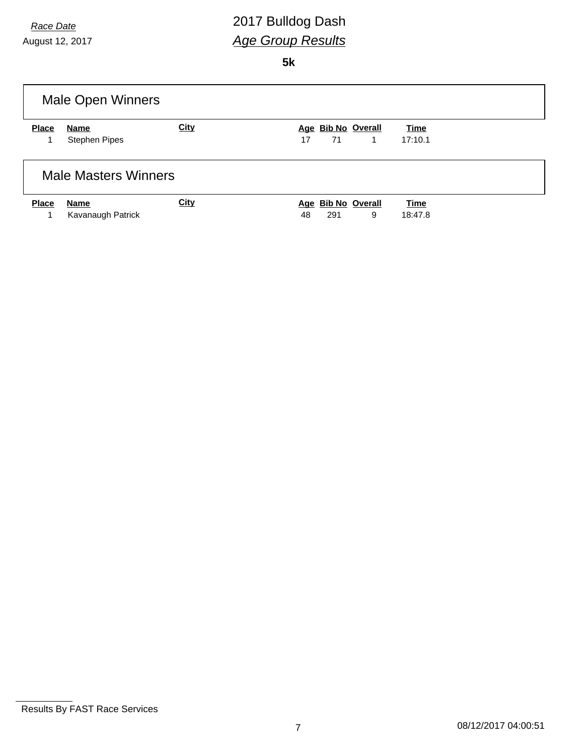*Race Date*

August 12, 2017

# 2017 Bulldog Dash

## *Age Group Results*

**5k**

### Male Open Winners

| Place | Name | City | Age | Bib No | Overall | Time |
|---|---|---|---|---|---|---|
| 1 | Stephen Pipes | | 17 | 71 | 1 | 17:10.1 |

### Male Masters Winners

| Place | Name | City | Age | Bib No | Overall | Time |
|---|---|---|---|---|---|---|
| 1 | Kavanaugh Patrick | | 48 | 291 | 9 | 18:47.8 |

Results By FAST Race Services

08/12/2017 04:00:51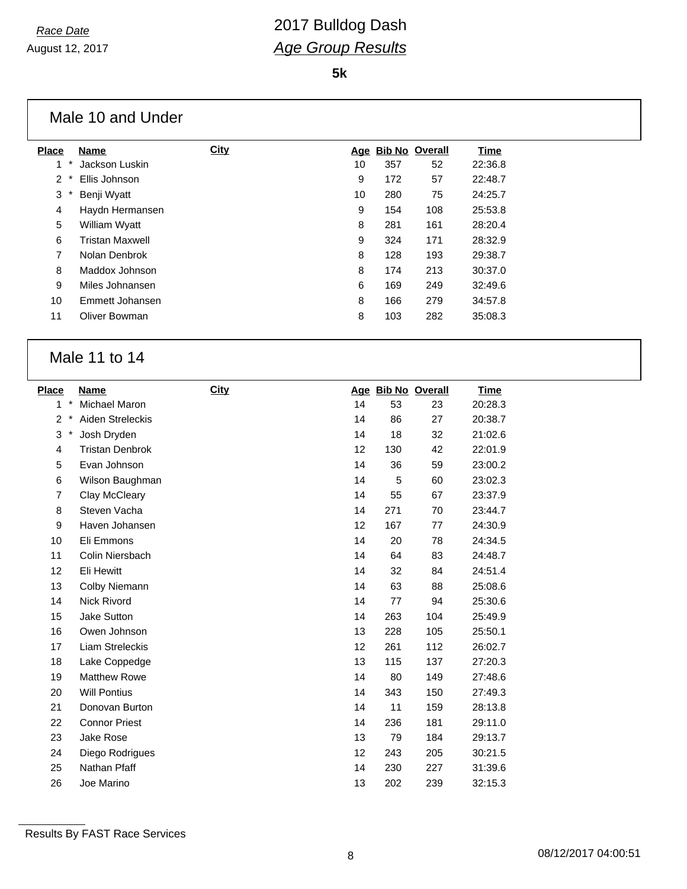Race Date

August 12, 2017

# 2017 Bulldog Dash

## *Age Group Results*

**5k**

### Male 10 and Under

| Place | | Name | City | Age | Bib No | Overall | Time |
|---|---|---|---|---|---|---|---|
| 1 | * | Jackson Luskin | | 10 | 357 | 52 | 22:36.8 |
| 2 | * | Ellis Johnson | | 9 | 172 | 57 | 22:48.7 |
| 3 | * | Benji Wyatt | | 10 | 280 | 75 | 24:25.7 |
| 4 | | Haydn Hermansen | | 9 | 154 | 108 | 25:53.8 |
| 5 | | William Wyatt | | 8 | 281 | 161 | 28:20.4 |
| 6 | | Tristan Maxwell | | 9 | 324 | 171 | 28:32.9 |
| 7 | | Nolan Denbrok | | 8 | 128 | 193 | 29:38.7 |
| 8 | | Maddox Johnson | | 8 | 174 | 213 | 30:37.0 |
| 9 | | Miles Johnansen | | 6 | 169 | 249 | 32:49.6 |
| 10 | | Emmett Johansen | | 8 | 166 | 279 | 34:57.8 |
| 11 | | Oliver Bowman | | 8 | 103 | 282 | 35:08.3 |

### Male 11 to 14

| Place | | Name | City | Age | Bib No | Overall | Time |
|---|---|---|---|---|---|---|---|
| 1 | * | Michael Maron | | 14 | 53 | 23 | 20:28.3 |
| 2 | * | Aiden Streleckis | | 14 | 86 | 27 | 20:38.7 |
| 3 | * | Josh Dryden | | 14 | 18 | 32 | 21:02.6 |
| 4 | | Tristan Denbrok | | 12 | 130 | 42 | 22:01.9 |
| 5 | | Evan Johnson | | 14 | 36 | 59 | 23:00.2 |
| 6 | | Wilson Baughman | | 14 | 5 | 60 | 23:02.3 |
| 7 | | Clay McCleary | | 14 | 55 | 67 | 23:37.9 |
| 8 | | Steven Vacha | | 14 | 271 | 70 | 23:44.7 |
| 9 | | Haven Johansen | | 12 | 167 | 77 | 24:30.9 |
| 10 | | Eli Emmons | | 14 | 20 | 78 | 24:34.5 |
| 11 | | Colin Niersbach | | 14 | 64 | 83 | 24:48.7 |
| 12 | | Eli Hewitt | | 14 | 32 | 84 | 24:51.4 |
| 13 | | Colby Niemann | | 14 | 63 | 88 | 25:08.6 |
| 14 | | Nick Rivord | | 14 | 77 | 94 | 25:30.6 |
| 15 | | Jake Sutton | | 14 | 263 | 104 | 25:49.9 |
| 16 | | Owen Johnson | | 13 | 228 | 105 | 25:50.1 |
| 17 | | Liam Streleckis | | 12 | 261 | 112 | 26:02.7 |
| 18 | | Lake Coppedge | | 13 | 115 | 137 | 27:20.3 |
| 19 | | Matthew Rowe | | 14 | 80 | 149 | 27:48.6 |
| 20 | | Will Pontius | | 14 | 343 | 150 | 27:49.3 |
| 21 | | Donovan Burton | | 14 | 11 | 159 | 28:13.8 |
| 22 | | Connor Priest | | 14 | 236 | 181 | 29:11.0 |
| 23 | | Jake Rose | | 13 | 79 | 184 | 29:13.7 |
| 24 | | Diego Rodrigues | | 12 | 243 | 205 | 30:21.5 |
| 25 | | Nathan Pfaff | | 14 | 230 | 227 | 31:39.6 |
| 26 | | Joe Marino | | 13 | 202 | 239 | 32:15.3 |

Results By FAST Race Services

08/12/2017 04:00:51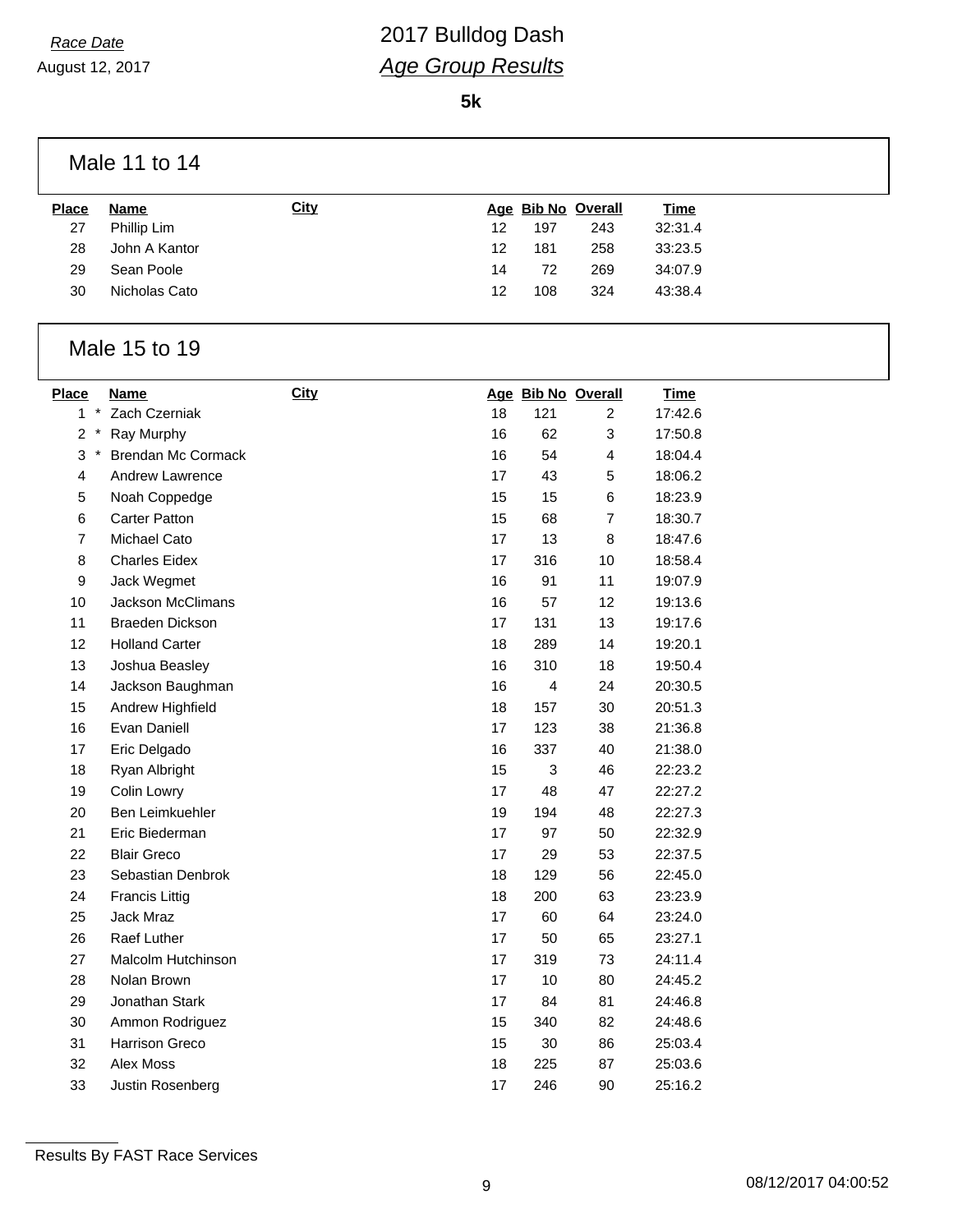*Race Date*

August 12, 2017

# 2017 Bulldog Dash

## *Age Group Results*

**5k**

### Male 11 to 14

| Place | Name | City | Age | Bib No | Overall | Time |
|---|---|---|---|---|---|---|
| 27 | Phillip Lim | | 12 | 197 | 243 | 32:31.4 |
| 28 | John A Kantor | | 12 | 181 | 258 | 33:23.5 |
| 29 | Sean Poole | | 14 | 72 | 269 | 34:07.9 |
| 30 | Nicholas Cato | | 12 | 108 | 324 | 43:38.4 |

### Male 15 to 19

| Place | Name | City | Age | Bib No | Overall | Time |
|---|---|---|---|---|---|---|
| 1 * | Zach Czerniak | | 18 | 121 | 2 | 17:42.6 |
| 2 * | Ray Murphy | | 16 | 62 | 3 | 17:50.8 |
| 3 * | Brendan Mc Cormack | | 16 | 54 | 4 | 18:04.4 |
| 4 | Andrew Lawrence | | 17 | 43 | 5 | 18:06.2 |
| 5 | Noah Coppedge | | 15 | 15 | 6 | 18:23.9 |
| 6 | Carter Patton | | 15 | 68 | 7 | 18:30.7 |
| 7 | Michael Cato | | 17 | 13 | 8 | 18:47.6 |
| 8 | Charles Eidex | | 17 | 316 | 10 | 18:58.4 |
| 9 | Jack Wegmet | | 16 | 91 | 11 | 19:07.9 |
| 10 | Jackson McClimans | | 16 | 57 | 12 | 19:13.6 |
| 11 | Braeden Dickson | | 17 | 131 | 13 | 19:17.6 |
| 12 | Holland Carter | | 18 | 289 | 14 | 19:20.1 |
| 13 | Joshua Beasley | | 16 | 310 | 18 | 19:50.4 |
| 14 | Jackson Baughman | | 16 | 4 | 24 | 20:30.5 |
| 15 | Andrew Highfield | | 18 | 157 | 30 | 20:51.3 |
| 16 | Evan Daniell | | 17 | 123 | 38 | 21:36.8 |
| 17 | Eric Delgado | | 16 | 337 | 40 | 21:38.0 |
| 18 | Ryan Albright | | 15 | 3 | 46 | 22:23.2 |
| 19 | Colin Lowry | | 17 | 48 | 47 | 22:27.2 |
| 20 | Ben Leimkuehler | | 19 | 194 | 48 | 22:27.3 |
| 21 | Eric Biederman | | 17 | 97 | 50 | 22:32.9 |
| 22 | Blair Greco | | 17 | 29 | 53 | 22:37.5 |
| 23 | Sebastian Denbrok | | 18 | 129 | 56 | 22:45.0 |
| 24 | Francis Littig | | 18 | 200 | 63 | 23:23.9 |
| 25 | Jack Mraz | | 17 | 60 | 64 | 23:24.0 |
| 26 | Raef Luther | | 17 | 50 | 65 | 23:27.1 |
| 27 | Malcolm Hutchinson | | 17 | 319 | 73 | 24:11.4 |
| 28 | Nolan Brown | | 17 | 10 | 80 | 24:45.2 |
| 29 | Jonathan Stark | | 17 | 84 | 81 | 24:46.8 |
| 30 | Ammon Rodriguez | | 15 | 340 | 82 | 24:48.6 |
| 31 | Harrison Greco | | 15 | 30 | 86 | 25:03.4 |
| 32 | Alex Moss | | 18 | 225 | 87 | 25:03.6 |
| 33 | Justin Rosenberg | | 17 | 246 | 90 | 25:16.2 |

Results By FAST Race Services

08/12/2017 04:00:52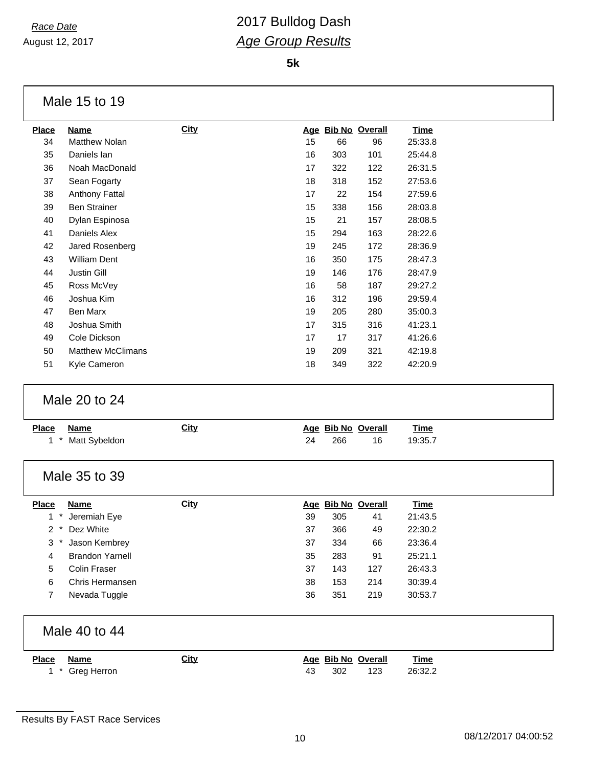Race Date
August 12, 2017

# 2017 Bulldog Dash
## *Age Group Results*

**5k**

### Male 15 to 19

| Place | Name | City | Age | Bib No | Overall | Time |
|---|---|---|---|---|---|---|
| 34 | Matthew Nolan | | 15 | 66 | 96 | 25:33.8 |
| 35 | Daniels Ian | | 16 | 303 | 101 | 25:44.8 |
| 36 | Noah MacDonald | | 17 | 322 | 122 | 26:31.5 |
| 37 | Sean Fogarty | | 18 | 318 | 152 | 27:53.6 |
| 38 | Anthony Fattal | | 17 | 22 | 154 | 27:59.6 |
| 39 | Ben Strainer | | 15 | 338 | 156 | 28:03.8 |
| 40 | Dylan Espinosa | | 15 | 21 | 157 | 28:08.5 |
| 41 | Daniels Alex | | 15 | 294 | 163 | 28:22.6 |
| 42 | Jared Rosenberg | | 19 | 245 | 172 | 28:36.9 |
| 43 | William Dent | | 16 | 350 | 175 | 28:47.3 |
| 44 | Justin Gill | | 19 | 146 | 176 | 28:47.9 |
| 45 | Ross McVey | | 16 | 58 | 187 | 29:27.2 |
| 46 | Joshua Kim | | 16 | 312 | 196 | 29:59.4 |
| 47 | Ben Marx | | 19 | 205 | 280 | 35:00.3 |
| 48 | Joshua Smith | | 17 | 315 | 316 | 41:23.1 |
| 49 | Cole Dickson | | 17 | 17 | 317 | 41:26.6 |
| 50 | Matthew McClimans | | 19 | 209 | 321 | 42:19.8 |
| 51 | Kyle Cameron | | 18 | 349 | 322 | 42:20.9 |

### Male 20 to 24

| Place | Name | City | Age | Bib No | Overall | Time |
|---|---|---|---|---|---|---|
| 1 * | Matt Sybeldon | | 24 | 266 | 16 | 19:35.7 |

### Male 35 to 39

| Place | Name | City | Age | Bib No | Overall | Time |
|---|---|---|---|---|---|---|
| 1 * | Jeremiah Eye | | 39 | 305 | 41 | 21:43.5 |
| 2 * | Dez White | | 37 | 366 | 49 | 22:30.2 |
| 3 * | Jason Kembrey | | 37 | 334 | 66 | 23:36.4 |
| 4 | Brandon Yarnell | | 35 | 283 | 91 | 25:21.1 |
| 5 | Colin Fraser | | 37 | 143 | 127 | 26:43.3 |
| 6 | Chris Hermansen | | 38 | 153 | 214 | 30:39.4 |
| 7 | Nevada Tuggle | | 36 | 351 | 219 | 30:53.7 |

### Male 40 to 44

| Place | Name | City | Age | Bib No | Overall | Time |
|---|---|---|---|---|---|---|
| 1 * | Greg Herron | | 43 | 302 | 123 | 26:32.2 |

Results By FAST Race Services

08/12/2017 04:00:52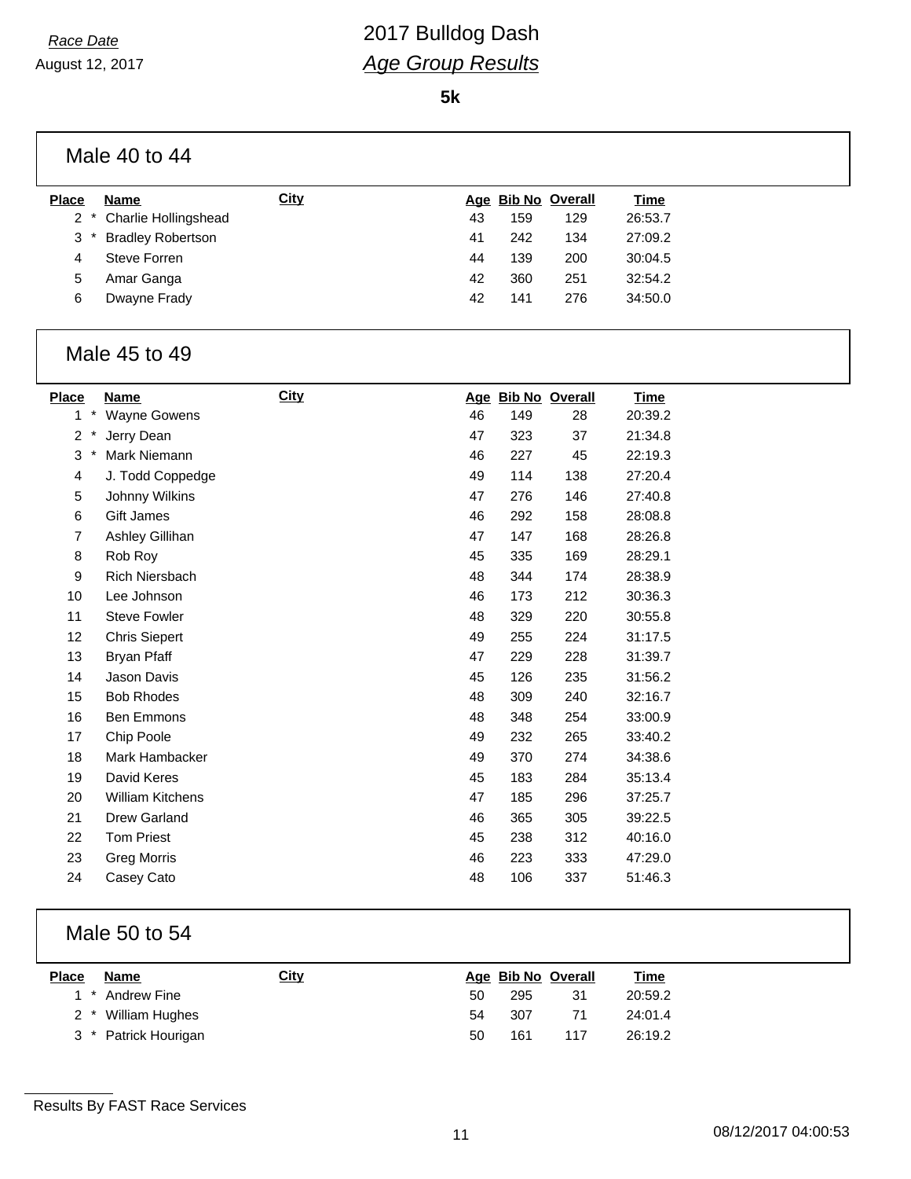*Race Date*
August 12, 2017

# 2017 Bulldog Dash
## *Age Group Results*

**5k**

### Male 40 to 44

| Place | | Name | City | Age | Bib No | Overall | Time |
|---|---|---|---|---|---|---|---|
| 2 | * | Charlie Hollingshead | | 43 | 159 | 129 | 26:53.7 |
| 3 | * | Bradley Robertson | | 41 | 242 | 134 | 27:09.2 |
| 4 | | Steve Forren | | 44 | 139 | 200 | 30:04.5 |
| 5 | | Amar Ganga | | 42 | 360 | 251 | 32:54.2 |
| 6 | | Dwayne Frady | | 42 | 141 | 276 | 34:50.0 |

### Male 45 to 49

| Place | | Name | City | Age | Bib No | Overall | Time |
|---|---|---|---|---|---|---|---|
| 1 | * | Wayne Gowens | | 46 | 149 | 28 | 20:39.2 |
| 2 | * | Jerry Dean | | 47 | 323 | 37 | 21:34.8 |
| 3 | * | Mark Niemann | | 46 | 227 | 45 | 22:19.3 |
| 4 | | J. Todd Coppedge | | 49 | 114 | 138 | 27:20.4 |
| 5 | | Johnny Wilkins | | 47 | 276 | 146 | 27:40.8 |
| 6 | | Gift James | | 46 | 292 | 158 | 28:08.8 |
| 7 | | Ashley Gillihan | | 47 | 147 | 168 | 28:26.8 |
| 8 | | Rob Roy | | 45 | 335 | 169 | 28:29.1 |
| 9 | | Rich Niersbach | | 48 | 344 | 174 | 28:38.9 |
| 10 | | Lee Johnson | | 46 | 173 | 212 | 30:36.3 |
| 11 | | Steve Fowler | | 48 | 329 | 220 | 30:55.8 |
| 12 | | Chris Siepert | | 49 | 255 | 224 | 31:17.5 |
| 13 | | Bryan Pfaff | | 47 | 229 | 228 | 31:39.7 |
| 14 | | Jason Davis | | 45 | 126 | 235 | 31:56.2 |
| 15 | | Bob Rhodes | | 48 | 309 | 240 | 32:16.7 |
| 16 | | Ben Emmons | | 48 | 348 | 254 | 33:00.9 |
| 17 | | Chip Poole | | 49 | 232 | 265 | 33:40.2 |
| 18 | | Mark Hambacker | | 49 | 370 | 274 | 34:38.6 |
| 19 | | David Keres | | 45 | 183 | 284 | 35:13.4 |
| 20 | | William Kitchens | | 47 | 185 | 296 | 37:25.7 |
| 21 | | Drew Garland | | 46 | 365 | 305 | 39:22.5 |
| 22 | | Tom Priest | | 45 | 238 | 312 | 40:16.0 |
| 23 | | Greg Morris | | 46 | 223 | 333 | 47:29.0 |
| 24 | | Casey Cato | | 48 | 106 | 337 | 51:46.3 |

### Male 50 to 54

| Place | | Name | City | Age | Bib No | Overall | Time |
|---|---|---|---|---|---|---|---|
| 1 | * | Andrew Fine | | 50 | 295 | 31 | 20:59.2 |
| 2 | * | William Hughes | | 54 | 307 | 71 | 24:01.4 |
| 3 | * | Patrick Hourigan | | 50 | 161 | 117 | 26:19.2 |

Results By FAST Race Services

08/12/2017 04:00:53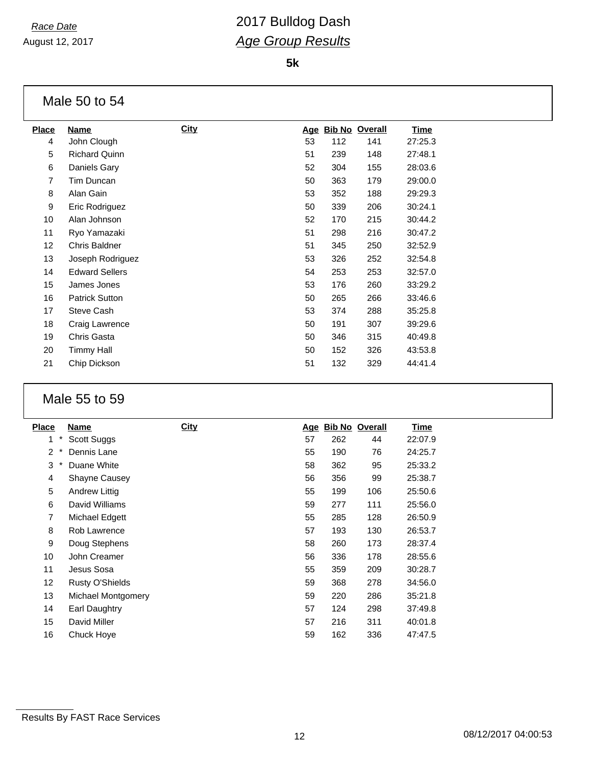*Race Date*

August 12, 2017

# 2017 Bulldog Dash

## *Age Group Results*

**5k**

### Male 50 to 54

| Place | Name | City | Age | Bib No | Overall | Time |
|---|---|---|---|---|---|---|
| 4 | John Clough | | 53 | 112 | 141 | 27:25.3 |
| 5 | Richard Quinn | | 51 | 239 | 148 | 27:48.1 |
| 6 | Daniels Gary | | 52 | 304 | 155 | 28:03.6 |
| 7 | Tim Duncan | | 50 | 363 | 179 | 29:00.0 |
| 8 | Alan Gain | | 53 | 352 | 188 | 29:29.3 |
| 9 | Eric Rodriguez | | 50 | 339 | 206 | 30:24.1 |
| 10 | Alan Johnson | | 52 | 170 | 215 | 30:44.2 |
| 11 | Ryo Yamazaki | | 51 | 298 | 216 | 30:47.2 |
| 12 | Chris Baldner | | 51 | 345 | 250 | 32:52.9 |
| 13 | Joseph Rodriguez | | 53 | 326 | 252 | 32:54.8 |
| 14 | Edward Sellers | | 54 | 253 | 253 | 32:57.0 |
| 15 | James Jones | | 53 | 176 | 260 | 33:29.2 |
| 16 | Patrick Sutton | | 50 | 265 | 266 | 33:46.6 |
| 17 | Steve Cash | | 53 | 374 | 288 | 35:25.8 |
| 18 | Craig Lawrence | | 50 | 191 | 307 | 39:29.6 |
| 19 | Chris Gasta | | 50 | 346 | 315 | 40:49.8 |
| 20 | Timmy Hall | | 50 | 152 | 326 | 43:53.8 |
| 21 | Chip Dickson | | 51 | 132 | 329 | 44:41.4 |

### Male 55 to 59

| Place | Name | City | Age | Bib No | Overall | Time |
|---|---|---|---|---|---|---|
| 1 * | Scott Suggs | | 57 | 262 | 44 | 22:07.9 |
| 2 * | Dennis Lane | | 55 | 190 | 76 | 24:25.7 |
| 3 * | Duane White | | 58 | 362 | 95 | 25:33.2 |
| 4 | Shayne Causey | | 56 | 356 | 99 | 25:38.7 |
| 5 | Andrew Littig | | 55 | 199 | 106 | 25:50.6 |
| 6 | David Williams | | 59 | 277 | 111 | 25:56.0 |
| 7 | Michael Edgett | | 55 | 285 | 128 | 26:50.9 |
| 8 | Rob Lawrence | | 57 | 193 | 130 | 26:53.7 |
| 9 | Doug Stephens | | 58 | 260 | 173 | 28:37.4 |
| 10 | John Creamer | | 56 | 336 | 178 | 28:55.6 |
| 11 | Jesus Sosa | | 55 | 359 | 209 | 30:28.7 |
| 12 | Rusty O'Shields | | 59 | 368 | 278 | 34:56.0 |
| 13 | Michael Montgomery | | 59 | 220 | 286 | 35:21.8 |
| 14 | Earl Daughtry | | 57 | 124 | 298 | 37:49.8 |
| 15 | David Miller | | 57 | 216 | 311 | 40:01.8 |
| 16 | Chuck Hoye | | 59 | 162 | 336 | 47:47.5 |

Results By FAST Race Services

08/12/2017 04:00:53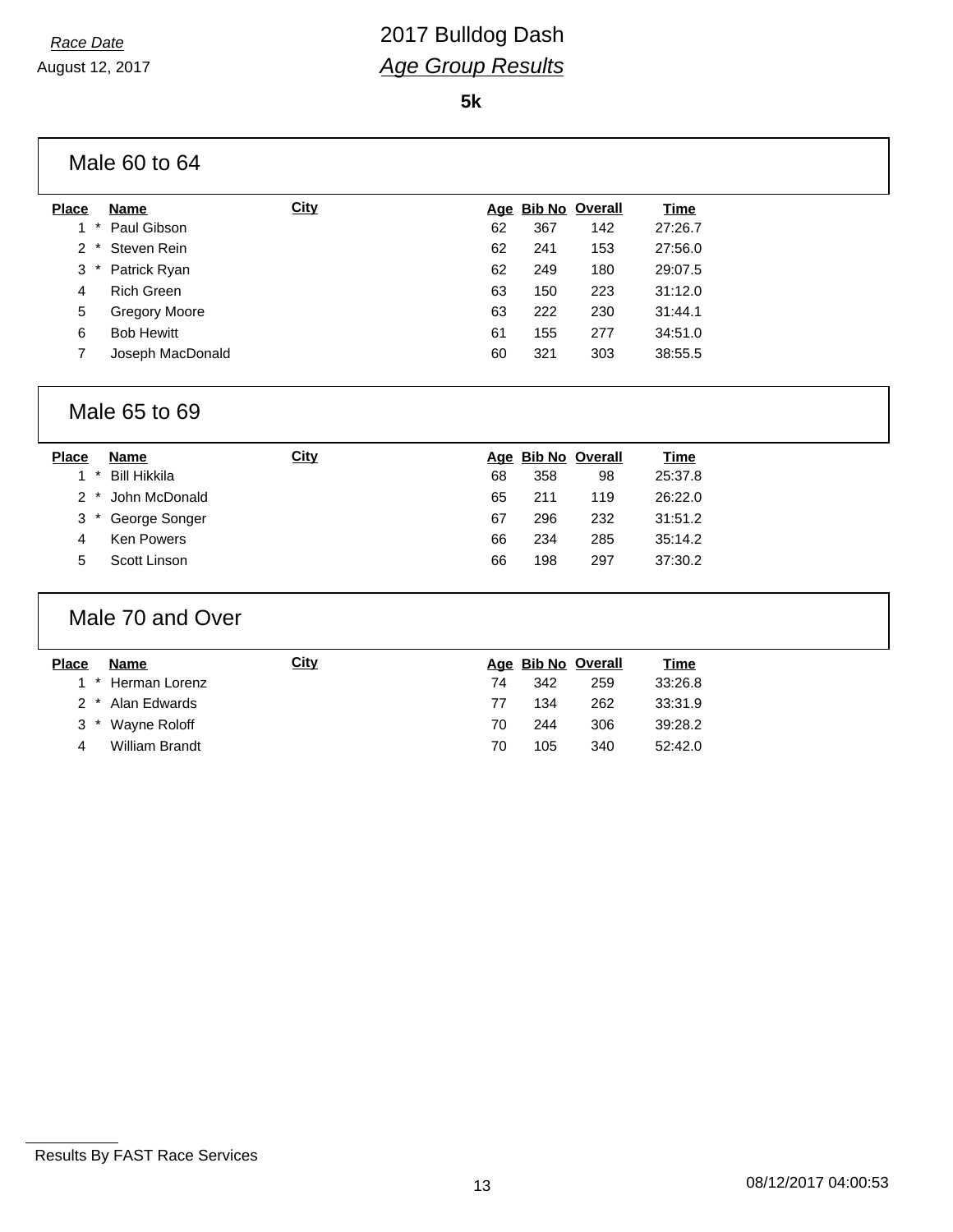*Race Date*

August 12, 2017

# 2017 Bulldog Dash

## *Age Group Results*

**5k**

### Male 60 to 64

| Place | Name | City | Age | Bib No | Overall | Time |
|---|---|---|---|---|---|---|
| 1 * | Paul Gibson | | 62 | 367 | 142 | 27:26.7 |
| 2 * | Steven Rein | | 62 | 241 | 153 | 27:56.0 |
| 3 * | Patrick Ryan | | 62 | 249 | 180 | 29:07.5 |
| 4 | Rich Green | | 63 | 150 | 223 | 31:12.0 |
| 5 | Gregory Moore | | 63 | 222 | 230 | 31:44.1 |
| 6 | Bob Hewitt | | 61 | 155 | 277 | 34:51.0 |
| 7 | Joseph MacDonald | | 60 | 321 | 303 | 38:55.5 |

### Male 65 to 69

| Place | Name | City | Age | Bib No | Overall | Time |
|---|---|---|---|---|---|---|
| 1 * | Bill Hikkila | | 68 | 358 | 98 | 25:37.8 |
| 2 * | John McDonald | | 65 | 211 | 119 | 26:22.0 |
| 3 * | George Songer | | 67 | 296 | 232 | 31:51.2 |
| 4 | Ken Powers | | 66 | 234 | 285 | 35:14.2 |
| 5 | Scott Linson | | 66 | 198 | 297 | 37:30.2 |

### Male 70 and Over

| Place | Name | City | Age | Bib No | Overall | Time |
|---|---|---|---|---|---|---|
| 1 * | Herman Lorenz | | 74 | 342 | 259 | 33:26.8 |
| 2 * | Alan Edwards | | 77 | 134 | 262 | 33:31.9 |
| 3 * | Wayne Roloff | | 70 | 244 | 306 | 39:28.2 |
| 4 | William Brandt | | 70 | 105 | 340 | 52:42.0 |

Results By FAST Race Services

08/12/2017 04:00:53